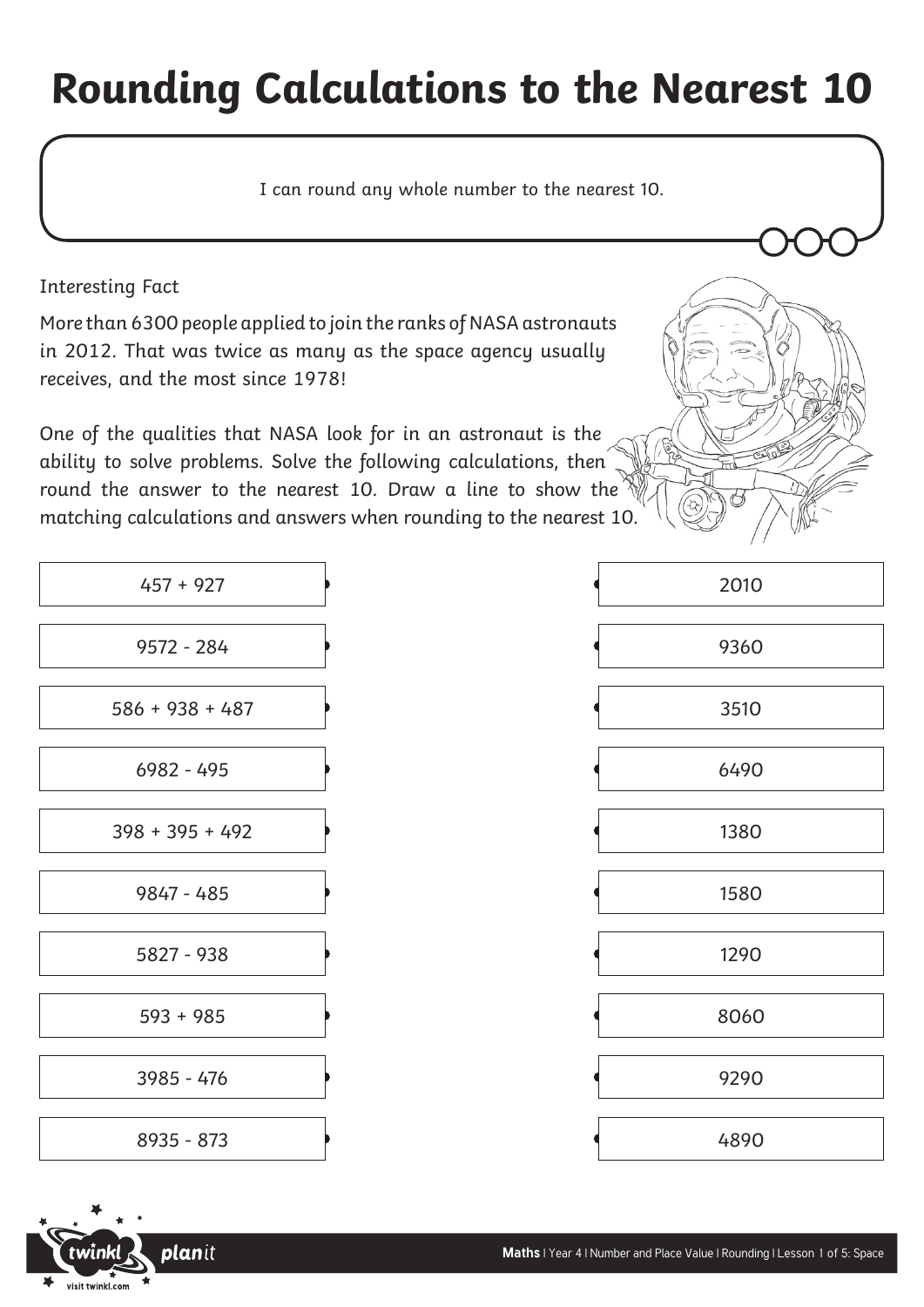# Rounding Calculations to the Nearest 10

I can round any whole number to the nearest 10.

Interesting Fact

More than 6300 people applied to join the ranks of NASA astronauts in 2012. That was twice as many as the space agency usually receives, and the most since 1978!

One of the qualities that NASA look for in an astronaut is the ability to solve problems. Solve the following calculations, then round the answer to the nearest 10. Draw a line to show the matching calculations and answers when rounding to the nearest 10.

| Calculation | Answer |
| --- | --- |
| 457 + 927 | 2010 |
| 9572 - 284 | 9360 |
| 586 + 938 + 487 | 3510 |
| 6982 - 495 | 6490 |
| 398 + 395 + 492 | 1380 |
| 9847 - 485 | 1580 |
| 5827 - 938 | 1290 |
| 593 + 985 | 8060 |
| 3985 - 476 | 9290 |
| 8935 - 873 | 4890 |

**Maths** | Year 4 | Number and Place Value | Rounding | Lesson 1 of 5: Space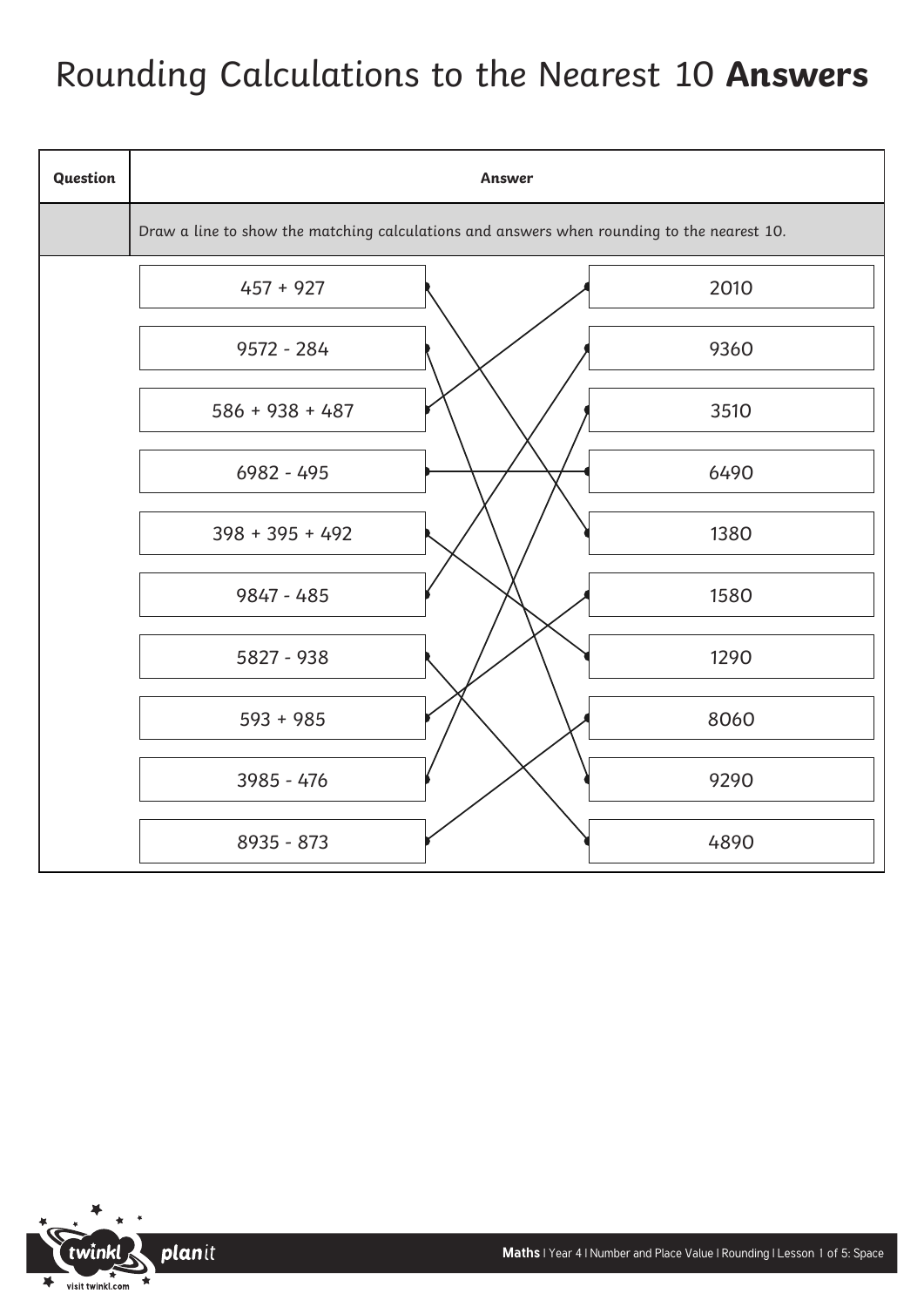# Rounding Calculations to the Nearest 10 **Answers**

| Question | Answer | |
|---|---|---|
| | Draw a line to show the matching calculations and answers when rounding to the nearest 10. | |
| | 457 + 927 | 2010 |
| | 9572 - 284 | 9360 |
| | 586 + 938 + 487 | 3510 |
| | 6982 - 495 | 6490 |
| | 398 + 395 + 492 | 1380 |
| | 9847 - 485 | 1580 |
| | 5827 - 938 | 1290 |
| | 593 + 985 | 8060 |
| | 3985 - 476 | 9290 |
| | 8935 - 873 | 4890 |